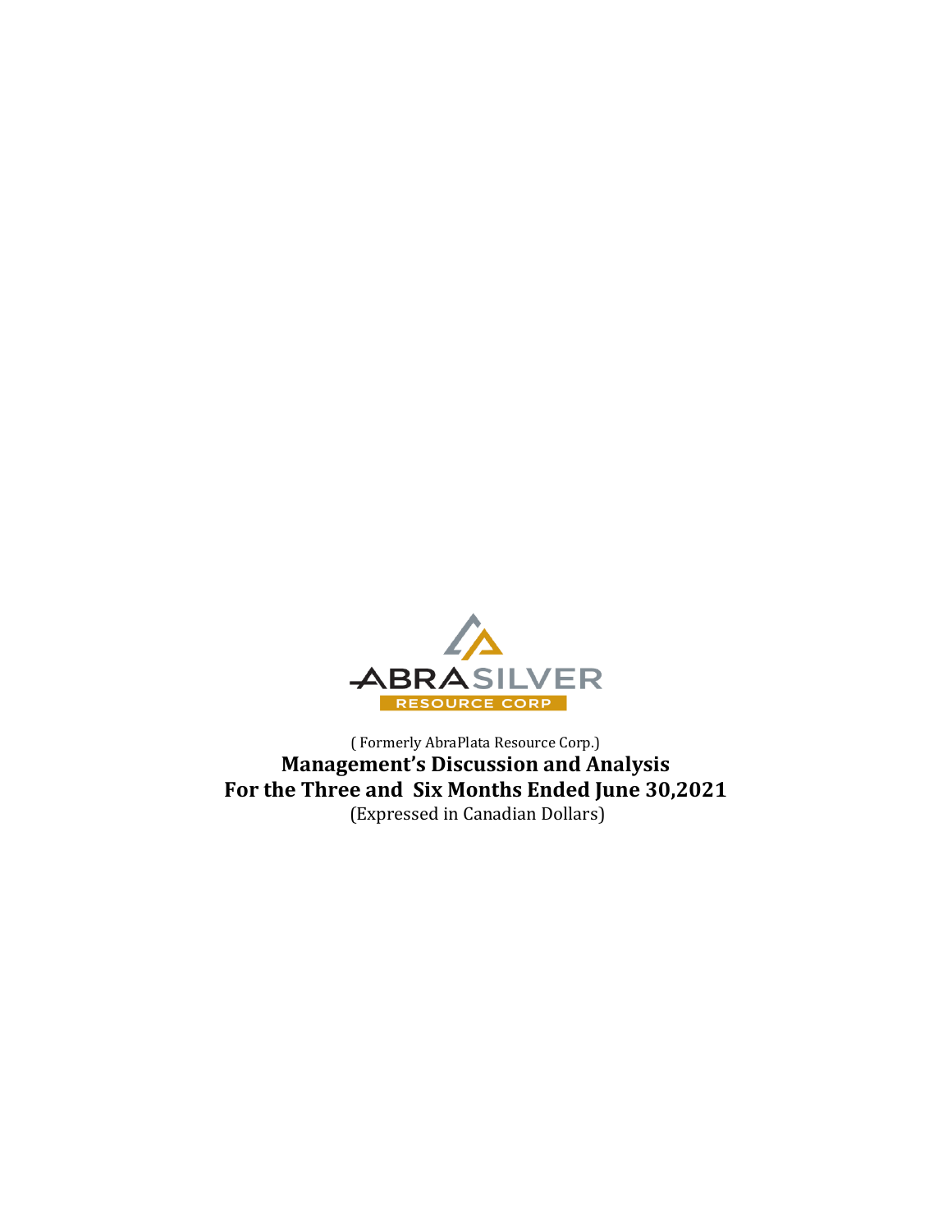ABRASILVER

RESOURCE CORP

( Formerly AbraPlata Resource Corp.)

# Management's Discussion and Analysis

## For the Three and Six Months Ended June 30,2021

(Expressed in Canadian Dollars)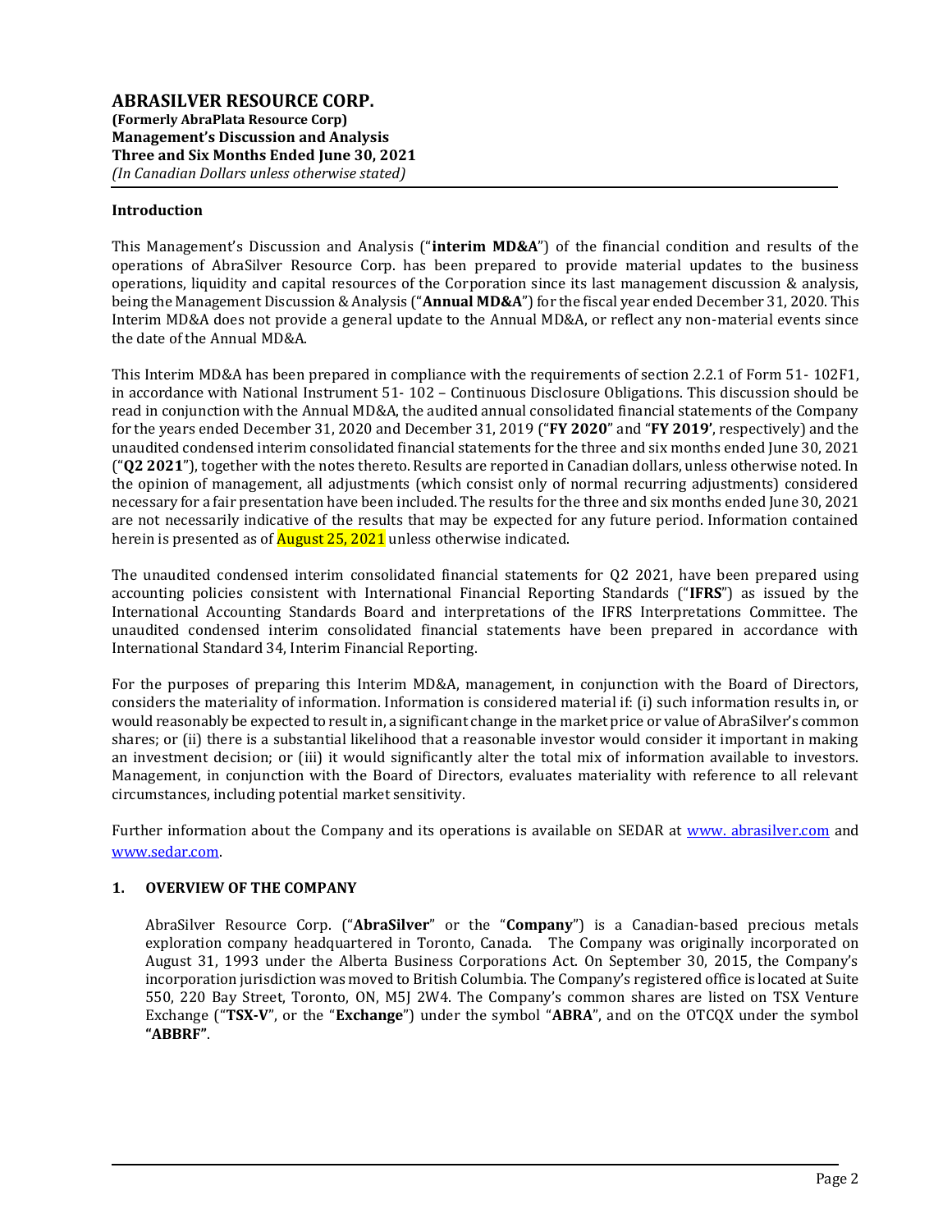**ABRASILVER RESOURCE CORP.**
**(Formerly AbraPlata Resource Corp)**
**Management's Discussion and Analysis**
**Three and Six Months Ended June 30, 2021**
*(In Canadian Dollars unless otherwise stated)*

## Introduction

This Management's Discussion and Analysis ("**interim MD&A**") of the financial condition and results of the operations of AbraSilver Resource Corp. has been prepared to provide material updates to the business operations, liquidity and capital resources of the Corporation since its last management discussion & analysis, being the Management Discussion & Analysis ("**Annual MD&A**") for the fiscal year ended December 31, 2020. This Interim MD&A does not provide a general update to the Annual MD&A, or reflect any non-material events since the date of the Annual MD&A.

This Interim MD&A has been prepared in compliance with the requirements of section 2.2.1 of Form 51- 102F1, in accordance with National Instrument 51- 102 – Continuous Disclosure Obligations. This discussion should be read in conjunction with the Annual MD&A, the audited annual consolidated financial statements of the Company for the years ended December 31, 2020 and December 31, 2019 ("**FY 2020**" and "**FY 2019'**, respectively) and the unaudited condensed interim consolidated financial statements for the three and six months ended June 30, 2021 ("**Q2 2021**"), together with the notes thereto. Results are reported in Canadian dollars, unless otherwise noted. In the opinion of management, all adjustments (which consist only of normal recurring adjustments) considered necessary for a fair presentation have been included. The results for the three and six months ended June 30, 2021 are not necessarily indicative of the results that may be expected for any future period. Information contained herein is presented as of August 25, 2021 unless otherwise indicated.

The unaudited condensed interim consolidated financial statements for Q2 2021, have been prepared using accounting policies consistent with International Financial Reporting Standards ("**IFRS**") as issued by the International Accounting Standards Board and interpretations of the IFRS Interpretations Committee. The unaudited condensed interim consolidated financial statements have been prepared in accordance with International Standard 34, Interim Financial Reporting.

For the purposes of preparing this Interim MD&A, management, in conjunction with the Board of Directors, considers the materiality of information. Information is considered material if: (i) such information results in, or would reasonably be expected to result in, a significant change in the market price or value of AbraSilver's common shares; or (ii) there is a substantial likelihood that a reasonable investor would consider it important in making an investment decision; or (iii) it would significantly alter the total mix of information available to investors. Management, in conjunction with the Board of Directors, evaluates materiality with reference to all relevant circumstances, including potential market sensitivity.

Further information about the Company and its operations is available on SEDAR at www. abrasilver.com and www.sedar.com.

## 1. OVERVIEW OF THE COMPANY

AbraSilver Resource Corp. ("**AbraSilver**" or the "**Company**") is a Canadian-based precious metals exploration company headquartered in Toronto, Canada. The Company was originally incorporated on August 31, 1993 under the Alberta Business Corporations Act. On September 30, 2015, the Company's incorporation jurisdiction was moved to British Columbia. The Company's registered office is located at Suite 550, 220 Bay Street, Toronto, ON, M5J 2W4. The Company's common shares are listed on TSX Venture Exchange ("**TSX-V**", or the "**Exchange**") under the symbol "**ABRA**", and on the OTCQX under the symbol **"ABBRF"**.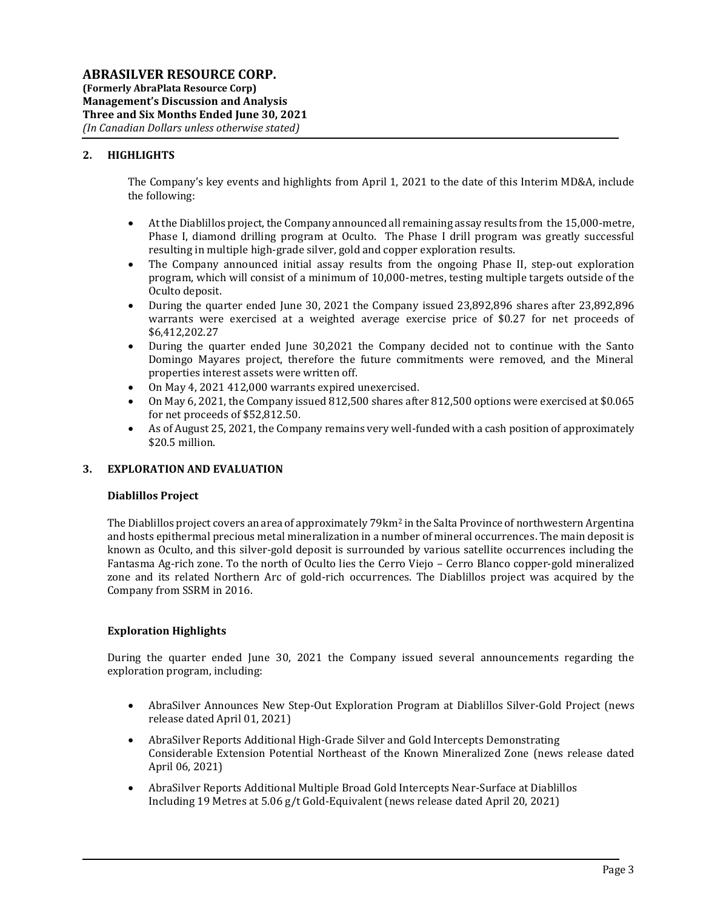## 2. HIGHLIGHTS

The Company's key events and highlights from April 1, 2021 to the date of this Interim MD&A, include the following:

- At the Diablillos project, the Company announced all remaining assay results from the 15,000-metre, Phase I, diamond drilling program at Oculto. The Phase I drill program was greatly successful resulting in multiple high-grade silver, gold and copper exploration results.
- The Company announced initial assay results from the ongoing Phase II, step-out exploration program, which will consist of a minimum of 10,000-metres, testing multiple targets outside of the Oculto deposit.
- During the quarter ended June 30, 2021 the Company issued 23,892,896 shares after 23,892,896 warrants were exercised at a weighted average exercise price of $0.27 for net proceeds of $6,412,202.27
- During the quarter ended June 30,2021 the Company decided not to continue with the Santo Domingo Mayares project, therefore the future commitments were removed, and the Mineral properties interest assets were written off.
- On May 4, 2021 412,000 warrants expired unexercised.
- On May 6, 2021, the Company issued 812,500 shares after 812,500 options were exercised at $0.065 for net proceeds of $52,812.50.
- As of August 25, 2021, the Company remains very well-funded with a cash position of approximately $20.5 million.

## 3. EXPLORATION AND EVALUATION

### Diablillos Project

The Diablillos project covers an area of approximately 79km$^2$ in the Salta Province of northwestern Argentina and hosts epithermal precious metal mineralization in a number of mineral occurrences. The main deposit is known as Oculto, and this silver-gold deposit is surrounded by various satellite occurrences including the Fantasma Ag-rich zone. To the north of Oculto lies the Cerro Viejo – Cerro Blanco copper-gold mineralized zone and its related Northern Arc of gold-rich occurrences. The Diablillos project was acquired by the Company from SSRM in 2016.

### Exploration Highlights

During the quarter ended June 30, 2021 the Company issued several announcements regarding the exploration program, including:

- AbraSilver Announces New Step-Out Exploration Program at Diablillos Silver-Gold Project (news release dated April 01, 2021)
- AbraSilver Reports Additional High-Grade Silver and Gold Intercepts Demonstrating Considerable Extension Potential Northeast of the Known Mineralized Zone (news release dated April 06, 2021)
- AbraSilver Reports Additional Multiple Broad Gold Intercepts Near-Surface at Diablillos Including 19 Metres at 5.06 g/t Gold-Equivalent (news release dated April 20, 2021)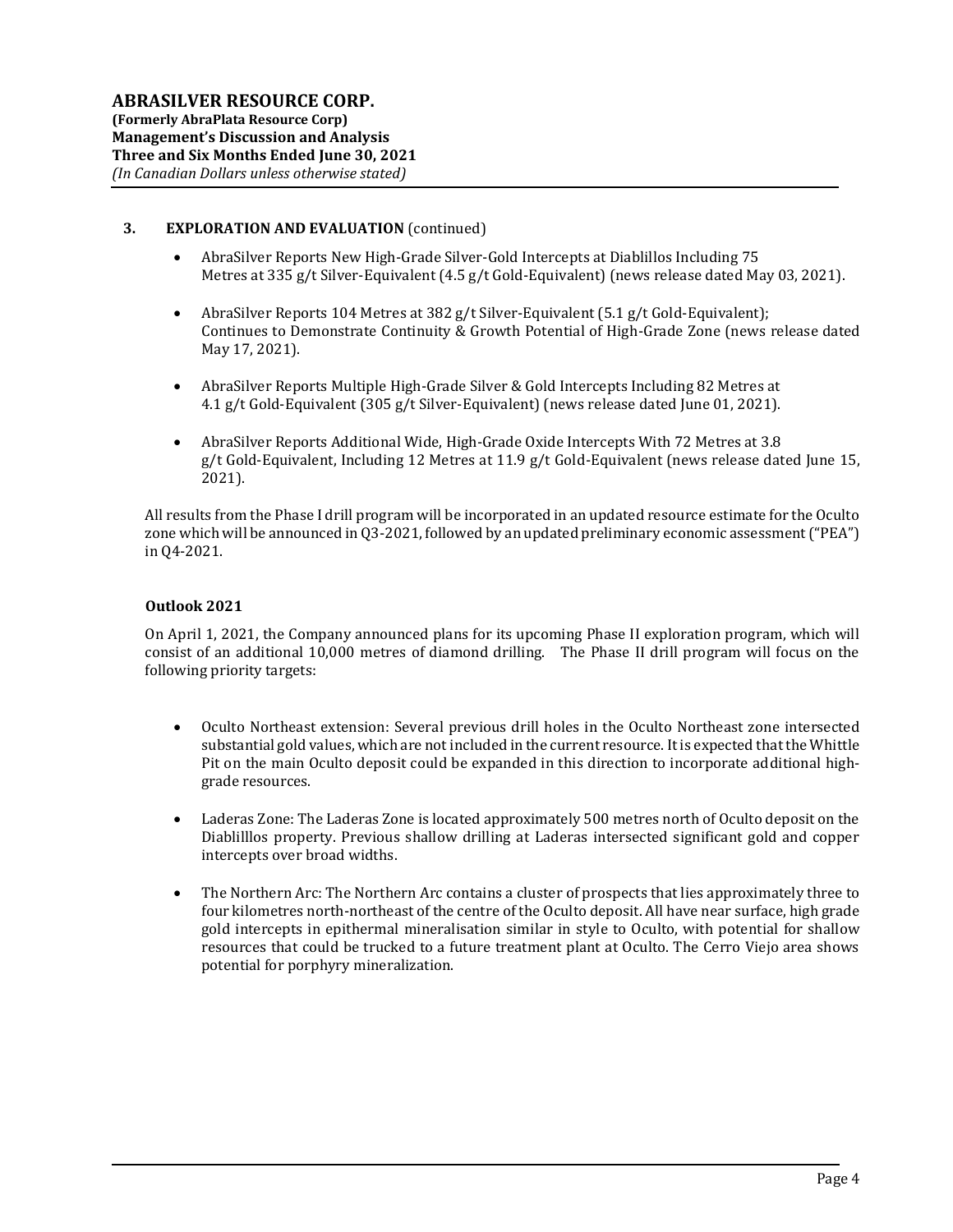## 3. EXPLORATION AND EVALUATION (continued)

- AbraSilver Reports New High-Grade Silver-Gold Intercepts at Diablillos Including 75 Metres at 335 g/t Silver-Equivalent (4.5 g/t Gold-Equivalent) (news release dated May 03, 2021).
- AbraSilver Reports 104 Metres at 382 g/t Silver-Equivalent (5.1 g/t Gold-Equivalent); Continues to Demonstrate Continuity & Growth Potential of High-Grade Zone (news release dated May 17, 2021).
- AbraSilver Reports Multiple High-Grade Silver & Gold Intercepts Including 82 Metres at 4.1 g/t Gold-Equivalent (305 g/t Silver-Equivalent) (news release dated June 01, 2021).
- AbraSilver Reports Additional Wide, High-Grade Oxide Intercepts With 72 Metres at 3.8 g/t Gold-Equivalent, Including 12 Metres at 11.9 g/t Gold-Equivalent (news release dated June 15, 2021).

All results from the Phase I drill program will be incorporated in an updated resource estimate for the Oculto zone which will be announced in Q3-2021, followed by an updated preliminary economic assessment ("PEA") in Q4-2021.

### Outlook 2021

On April 1, 2021, the Company announced plans for its upcoming Phase II exploration program, which will consist of an additional 10,000 metres of diamond drilling. The Phase II drill program will focus on the following priority targets:

- Oculto Northeast extension: Several previous drill holes in the Oculto Northeast zone intersected substantial gold values, which are not included in the current resource. It is expected that the Whittle Pit on the main Oculto deposit could be expanded in this direction to incorporate additional high-grade resources.
- Laderas Zone: The Laderas Zone is located approximately 500 metres north of Oculto deposit on the Diablilllos property. Previous shallow drilling at Laderas intersected significant gold and copper intercepts over broad widths.
- The Northern Arc: The Northern Arc contains a cluster of prospects that lies approximately three to four kilometres north-northeast of the centre of the Oculto deposit. All have near surface, high grade gold intercepts in epithermal mineralisation similar in style to Oculto, with potential for shallow resources that could be trucked to a future treatment plant at Oculto. The Cerro Viejo area shows potential for porphyry mineralization.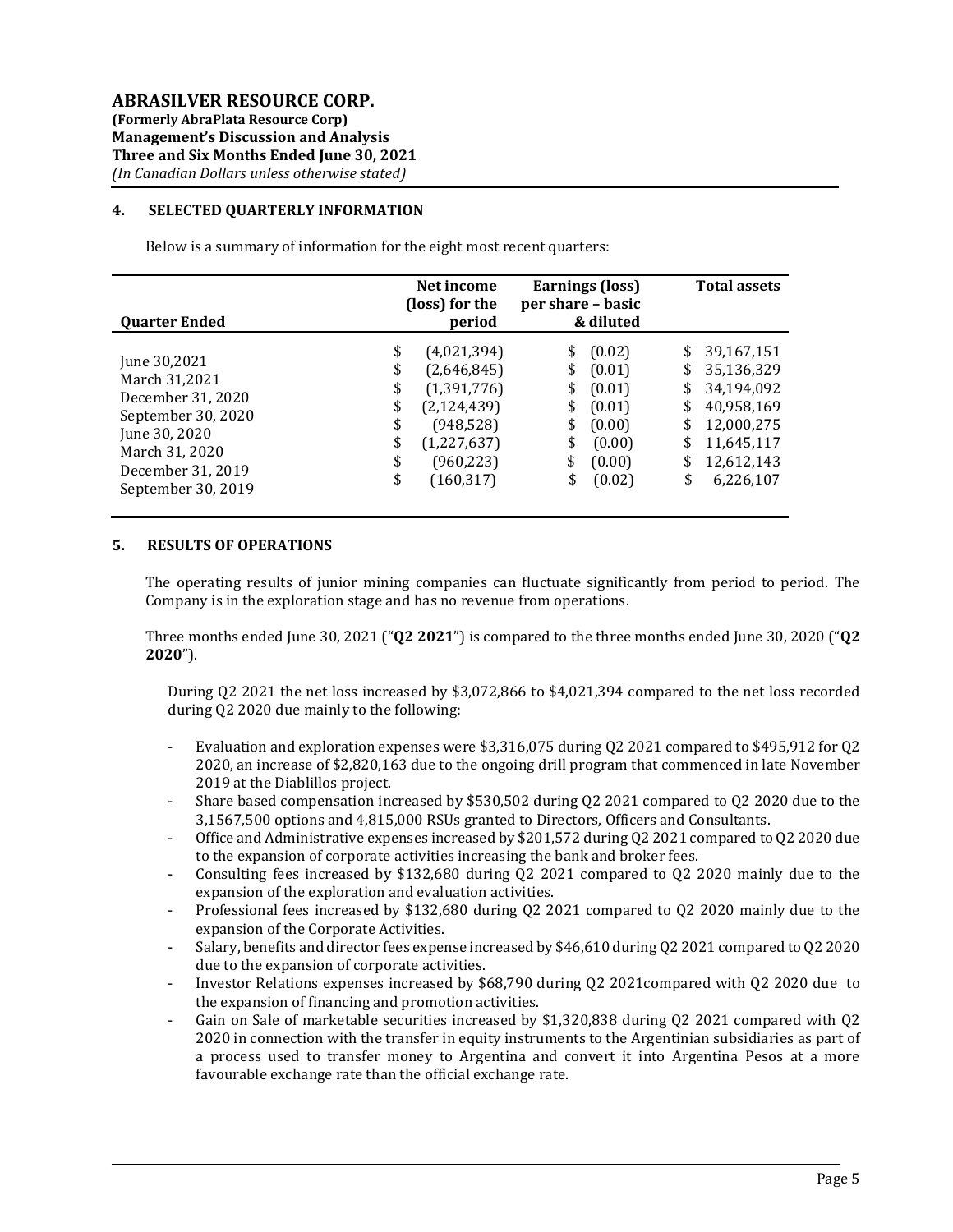## 4. SELECTED QUARTERLY INFORMATION

Below is a summary of information for the eight most recent quarters:

| Quarter Ended | Net income (loss) for the period | Earnings (loss) per share – basic & diluted | Total assets |
|---|---|---|---|
| June 30,2021 | $ (4,021,394) | $ (0.02) | $ 39,167,151 |
| March 31,2021 | $ (2,646,845) | $ (0.01) | $ 35,136,329 |
| December 31, 2020 | $ (1,391,776) | $ (0.01) | $ 34,194,092 |
| September 30, 2020 | $ (2,124,439) | $ (0.01) | $ 40,958,169 |
| June 30, 2020 | $ (948,528) | $ (0.00) | $ 12,000,275 |
| March 31, 2020 | $ (1,227,637) | $ (0.00) | $ 11,645,117 |
| December 31, 2019 | $ (960,223) | $ (0.00) | $ 12,612,143 |
| September 30, 2019 | $ (160,317) | $ (0.02) | $ 6,226,107 |

## 5. RESULTS OF OPERATIONS

The operating results of junior mining companies can fluctuate significantly from period to period. The Company is in the exploration stage and has no revenue from operations.

Three months ended June 30, 2021 ("**Q2 2021**") is compared to the three months ended June 30, 2020 ("**Q2 2020**").

During Q2 2021 the net loss increased by $3,072,866 to $4,021,394 compared to the net loss recorded during Q2 2020 due mainly to the following:

- Evaluation and exploration expenses were $3,316,075 during Q2 2021 compared to $495,912 for Q2 2020, an increase of $2,820,163 due to the ongoing drill program that commenced in late November 2019 at the Diablillos project.
- Share based compensation increased by $530,502 during Q2 2021 compared to Q2 2020 due to the 3,1567,500 options and 4,815,000 RSUs granted to Directors, Officers and Consultants.
- Office and Administrative expenses increased by $201,572 during Q2 2021 compared to Q2 2020 due to the expansion of corporate activities increasing the bank and broker fees.
- Consulting fees increased by $132,680 during Q2 2021 compared to Q2 2020 mainly due to the expansion of the exploration and evaluation activities.
- Professional fees increased by $132,680 during Q2 2021 compared to Q2 2020 mainly due to the expansion of the Corporate Activities.
- Salary, benefits and director fees expense increased by $46,610 during Q2 2021 compared to Q2 2020 due to the expansion of corporate activities.
- Investor Relations expenses increased by $68,790 during Q2 2021compared with Q2 2020 due to the expansion of financing and promotion activities.
- Gain on Sale of marketable securities increased by $1,320,838 during Q2 2021 compared with Q2 2020 in connection with the transfer in equity instruments to the Argentinian subsidiaries as part of a process used to transfer money to Argentina and convert it into Argentina Pesos at a more favourable exchange rate than the official exchange rate.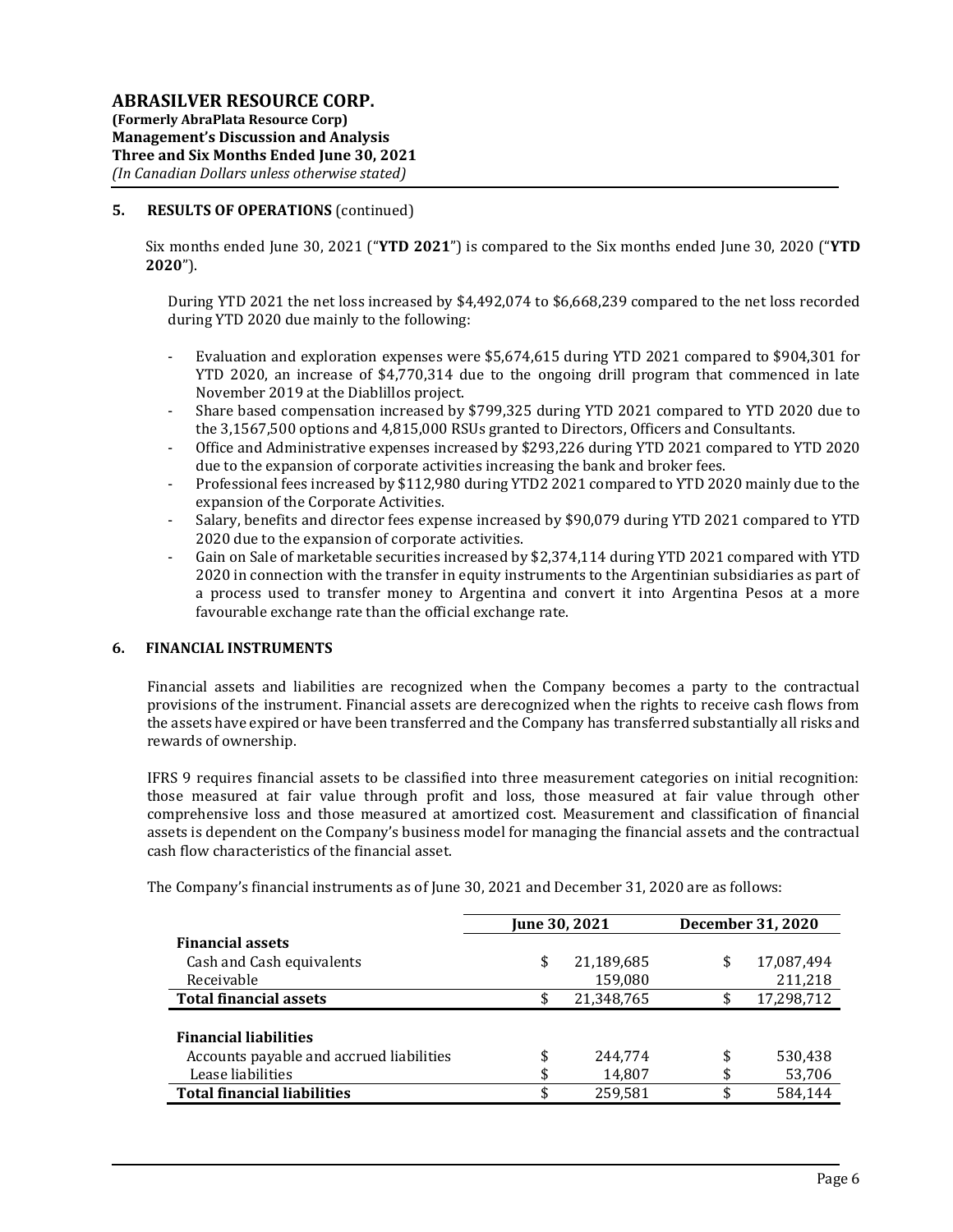## 5. RESULTS OF OPERATIONS (continued)

Six months ended June 30, 2021 ("**YTD 2021**") is compared to the Six months ended June 30, 2020 ("**YTD 2020**").

During YTD 2021 the net loss increased by $4,492,074 to $6,668,239 compared to the net loss recorded during YTD 2020 due mainly to the following:

- Evaluation and exploration expenses were $5,674,615 during YTD 2021 compared to $904,301 for YTD 2020, an increase of $4,770,314 due to the ongoing drill program that commenced in late November 2019 at the Diablillos project.
- Share based compensation increased by $799,325 during YTD 2021 compared to YTD 2020 due to the 3,1567,500 options and 4,815,000 RSUs granted to Directors, Officers and Consultants.
- Office and Administrative expenses increased by $293,226 during YTD 2021 compared to YTD 2020 due to the expansion of corporate activities increasing the bank and broker fees.
- Professional fees increased by $112,980 during YTD2 2021 compared to YTD 2020 mainly due to the expansion of the Corporate Activities.
- Salary, benefits and director fees expense increased by $90,079 during YTD 2021 compared to YTD 2020 due to the expansion of corporate activities.
- Gain on Sale of marketable securities increased by $2,374,114 during YTD 2021 compared with YTD 2020 in connection with the transfer in equity instruments to the Argentinian subsidiaries as part of a process used to transfer money to Argentina and convert it into Argentina Pesos at a more favourable exchange rate than the official exchange rate.

## 6. FINANCIAL INSTRUMENTS

Financial assets and liabilities are recognized when the Company becomes a party to the contractual provisions of the instrument. Financial assets are derecognized when the rights to receive cash flows from the assets have expired or have been transferred and the Company has transferred substantially all risks and rewards of ownership.

IFRS 9 requires financial assets to be classified into three measurement categories on initial recognition: those measured at fair value through profit and loss, those measured at fair value through other comprehensive loss and those measured at amortized cost. Measurement and classification of financial assets is dependent on the Company's business model for managing the financial assets and the contractual cash flow characteristics of the financial asset.

The Company's financial instruments as of June 30, 2021 and December 31, 2020 are as follows:

| | June 30, 2021 | December 31, 2020 |
|---|---|---|
| **Financial assets** | | |
| Cash and Cash equivalents | $ 21,189,685 | $ 17,087,494 |
| Receivable | 159,080 | 211,218 |
| **Total financial assets** | $ 21,348,765 | $ 17,298,712 |
| | | |
| **Financial liabilities** | | |
| Accounts payable and accrued liabilities | $ 244,774 | $ 530,438 |
| Lease liabilities | $ 14,807 | $ 53,706 |
| **Total financial liabilities** | $ 259,581 | $ 584,144 |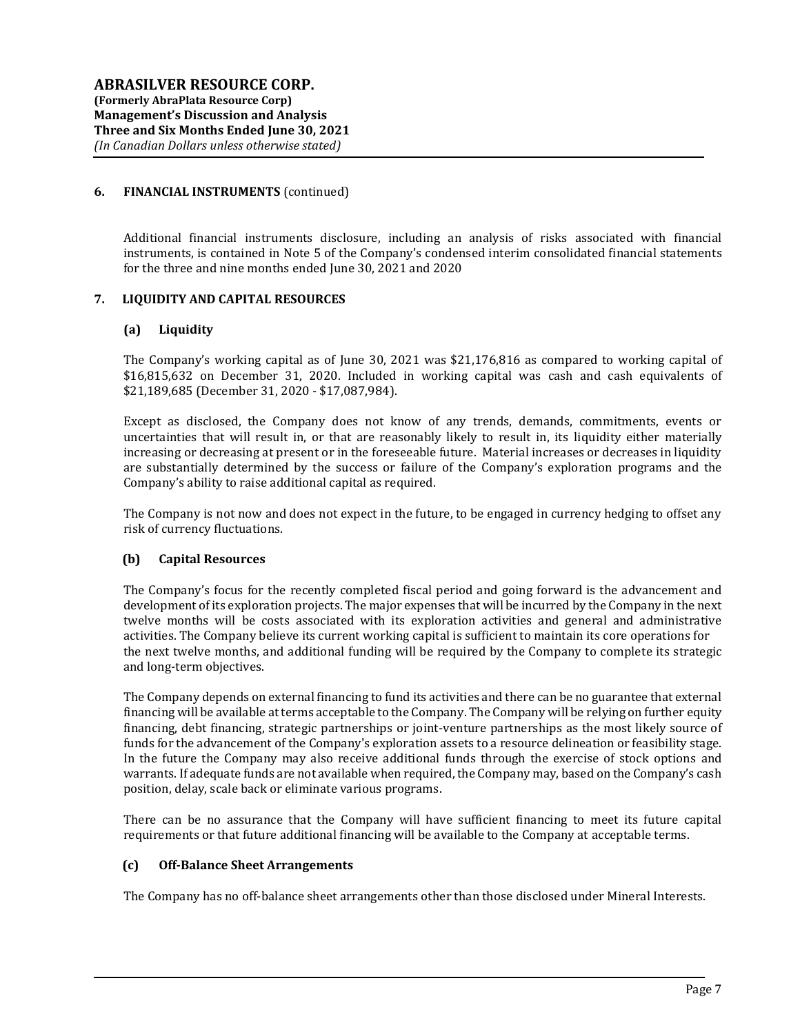## 6. FINANCIAL INSTRUMENTS (continued)

Additional financial instruments disclosure, including an analysis of risks associated with financial instruments, is contained in Note 5 of the Company's condensed interim consolidated financial statements for the three and nine months ended June 30, 2021 and 2020

## 7. LIQUIDITY AND CAPITAL RESOURCES

### (a) Liquidity

The Company's working capital as of June 30, 2021 was $21,176,816 as compared to working capital of $16,815,632 on December 31, 2020. Included in working capital was cash and cash equivalents of $21,189,685 (December 31, 2020 - $17,087,984).

Except as disclosed, the Company does not know of any trends, demands, commitments, events or uncertainties that will result in, or that are reasonably likely to result in, its liquidity either materially increasing or decreasing at present or in the foreseeable future. Material increases or decreases in liquidity are substantially determined by the success or failure of the Company's exploration programs and the Company's ability to raise additional capital as required.

The Company is not now and does not expect in the future, to be engaged in currency hedging to offset any risk of currency fluctuations.

### (b) Capital Resources

The Company's focus for the recently completed fiscal period and going forward is the advancement and development of its exploration projects. The major expenses that will be incurred by the Company in the next twelve months will be costs associated with its exploration activities and general and administrative activities. The Company believe its current working capital is sufficient to maintain its core operations for the next twelve months, and additional funding will be required by the Company to complete its strategic and long-term objectives.

The Company depends on external financing to fund its activities and there can be no guarantee that external financing will be available at terms acceptable to the Company. The Company will be relying on further equity financing, debt financing, strategic partnerships or joint-venture partnerships as the most likely source of funds for the advancement of the Company's exploration assets to a resource delineation or feasibility stage. In the future the Company may also receive additional funds through the exercise of stock options and warrants. If adequate funds are not available when required, the Company may, based on the Company's cash position, delay, scale back or eliminate various programs.

There can be no assurance that the Company will have sufficient financing to meet its future capital requirements or that future additional financing will be available to the Company at acceptable terms.

### (c) Off-Balance Sheet Arrangements

The Company has no off-balance sheet arrangements other than those disclosed under Mineral Interests.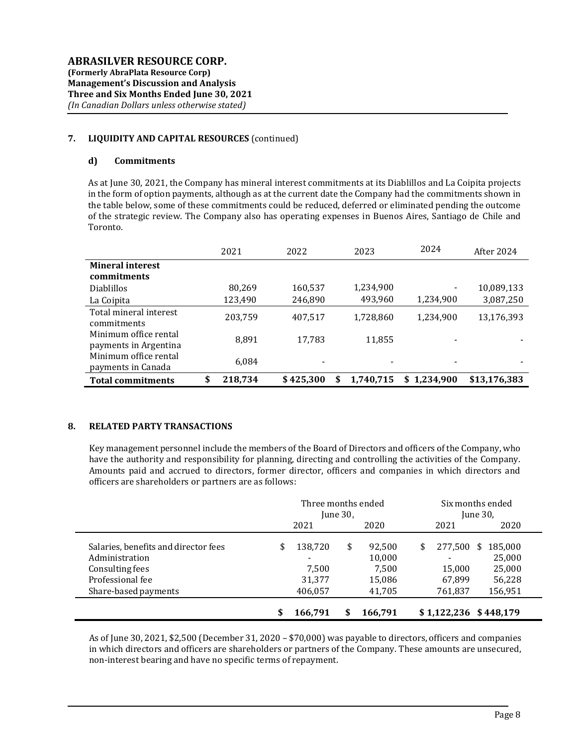## 7. LIQUIDITY AND CAPITAL RESOURCES (continued)

### d) Commitments

As at June 30, 2021, the Company has mineral interest commitments at its Diablillos and La Coipita projects in the form of option payments, although as at the current date the Company had the commitments shown in the table below, some of these commitments could be reduced, deferred or eliminated pending the outcome of the strategic review. The Company also has operating expenses in Buenos Aires, Santiago de Chile and Toronto.

| | 2021 | 2022 | 2023 | 2024 | After 2024 |
|---|---|---|---|---|---|
| **Mineral interest commitments** | | | | | |
| Diablillos | 80,269 | 160,537 | 1,234,900 | - | 10,089,133 |
| La Coipita | 123,490 | 246,890 | 493,960 | 1,234,900 | 3,087,250 |
| Total mineral interest commitments | 203,759 | 407,517 | 1,728,860 | 1,234,900 | 13,176,393 |
| Minimum office rental payments in Argentina | 8,891 | 17,783 | 11,855 | - | - |
| Minimum office rental payments in Canada | 6,084 | - | - | - | - |
| **Total commitments** | **$ 218,734** | **$ 425,300** | **$ 1,740,715** | **$ 1,234,900** | **$13,176,383** |

## 8. RELATED PARTY TRANSACTIONS

Key management personnel include the members of the Board of Directors and officers of the Company, who have the authority and responsibility for planning, directing and controlling the activities of the Company. Amounts paid and accrued to directors, former director, officers and companies in which directors and officers are shareholders or partners are as follows:

| | Three months ended June 30, | | Six months ended June 30, | |
|---|---|---|---|---|
| | 2021 | 2020 | 2021 | 2020 |
| Salaries, benefits and director fees | $ 138,720 | $ 92,500 | $ 277,500 | $ 185,000 |
| Administration | - | 10,000 | - | 25,000 |
| Consulting fees | 7,500 | 7,500 | 15,000 | 25,000 |
| Professional fee | 31,377 | 15,086 | 67,899 | 56,228 |
| Share-based payments | 406,057 | 41,705 | 761,837 | 156,951 |
| | **$ 166,791** | **$ 166,791** | **$ 1,122,236** | **$ 448,179** |

As of June 30, 2021, $2,500 (December 31, 2020 – $70,000) was payable to directors, officers and companies in which directors and officers are shareholders or partners of the Company. These amounts are unsecured, non-interest bearing and have no specific terms of repayment.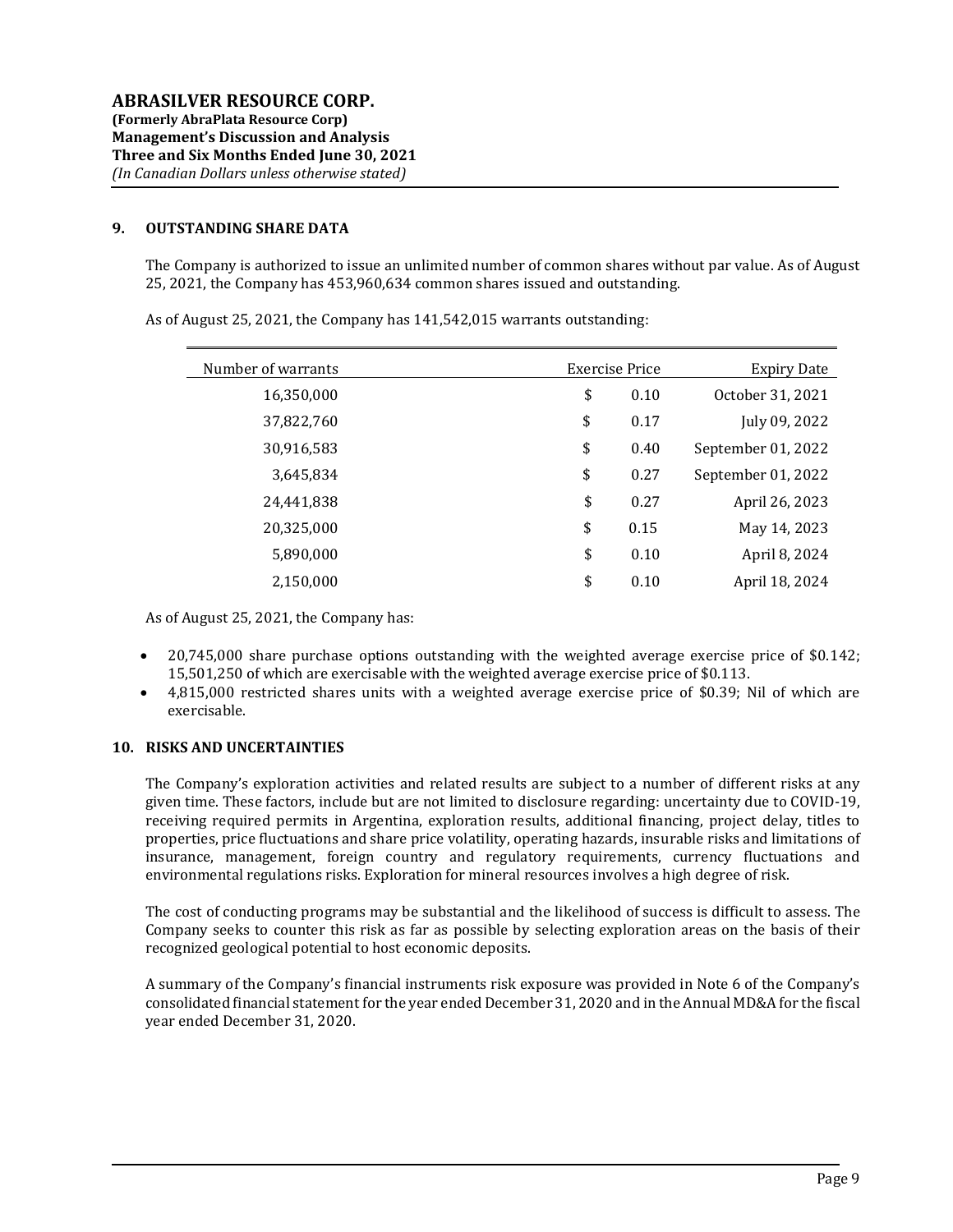## 9. OUTSTANDING SHARE DATA

The Company is authorized to issue an unlimited number of common shares without par value. As of August 25, 2021, the Company has 453,960,634 common shares issued and outstanding.

As of August 25, 2021, the Company has 141,542,015 warrants outstanding:

| Number of warrants | Exercise Price | Expiry Date |
|---|---|---|
| 16,350,000 | $ 0.10 | October 31, 2021 |
| 37,822,760 | $ 0.17 | July 09, 2022 |
| 30,916,583 | $ 0.40 | September 01, 2022 |
| 3,645,834 | $ 0.27 | September 01, 2022 |
| 24,441,838 | $ 0.27 | April 26, 2023 |
| 20,325,000 | $ 0.15 | May 14, 2023 |
| 5,890,000 | $ 0.10 | April 8, 2024 |
| 2,150,000 | $ 0.10 | April 18, 2024 |

As of August 25, 2021, the Company has:

- 20,745,000 share purchase options outstanding with the weighted average exercise price of $0.142; 15,501,250 of which are exercisable with the weighted average exercise price of $0.113.
- 4,815,000 restricted shares units with a weighted average exercise price of $0.39; Nil of which are exercisable.

## 10. RISKS AND UNCERTAINTIES

The Company's exploration activities and related results are subject to a number of different risks at any given time. These factors, include but are not limited to disclosure regarding: uncertainty due to COVID-19, receiving required permits in Argentina, exploration results, additional financing, project delay, titles to properties, price fluctuations and share price volatility, operating hazards, insurable risks and limitations of insurance, management, foreign country and regulatory requirements, currency fluctuations and environmental regulations risks. Exploration for mineral resources involves a high degree of risk.

The cost of conducting programs may be substantial and the likelihood of success is difficult to assess. The Company seeks to counter this risk as far as possible by selecting exploration areas on the basis of their recognized geological potential to host economic deposits.

A summary of the Company's financial instruments risk exposure was provided in Note 6 of the Company's consolidated financial statement for the year ended December 31, 2020 and in the Annual MD&A for the fiscal year ended December 31, 2020.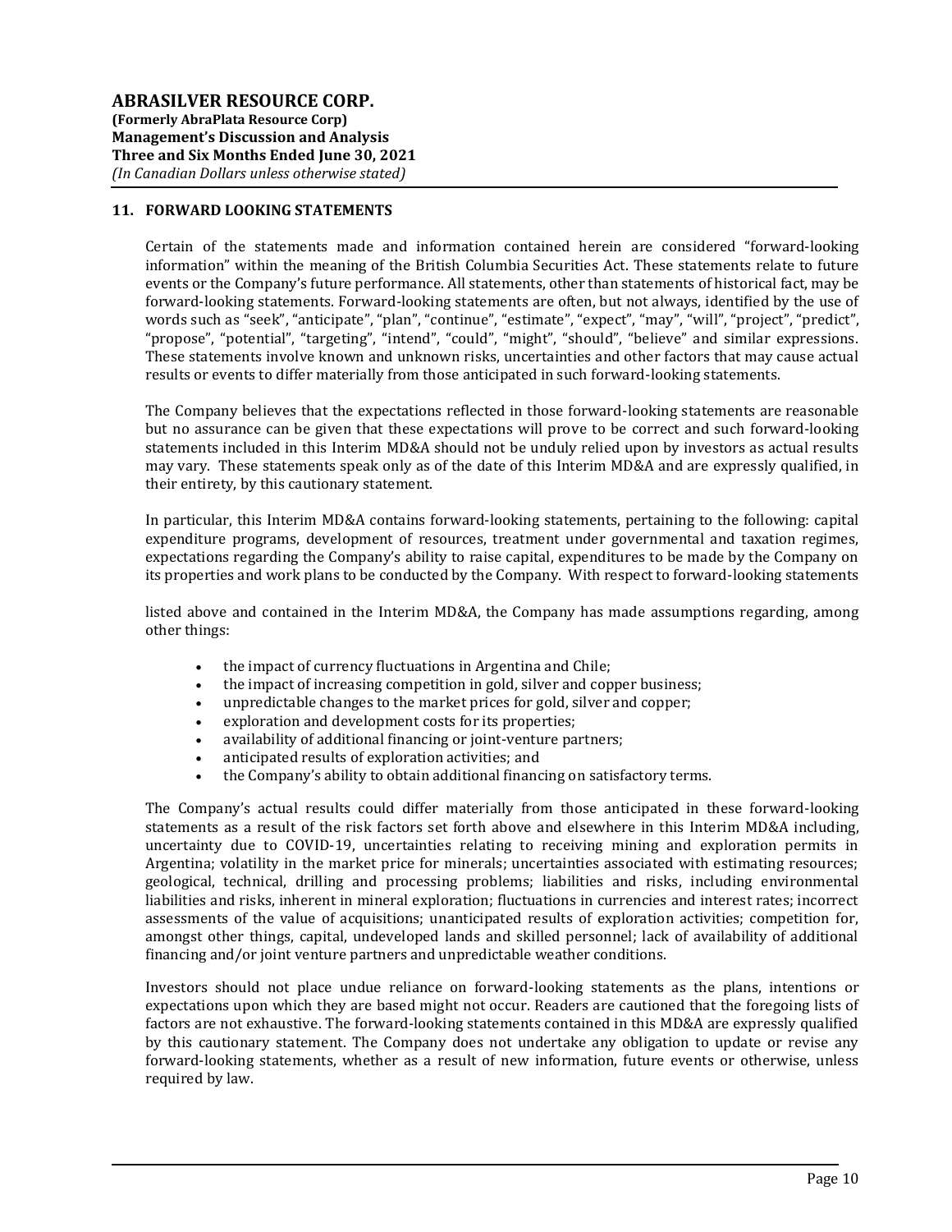## 11. FORWARD LOOKING STATEMENTS

Certain of the statements made and information contained herein are considered "forward-looking information" within the meaning of the British Columbia Securities Act. These statements relate to future events or the Company's future performance. All statements, other than statements of historical fact, may be forward-looking statements. Forward-looking statements are often, but not always, identified by the use of words such as "seek", "anticipate", "plan", "continue", "estimate", "expect", "may", "will", "project", "predict", "propose", "potential", "targeting", "intend", "could", "might", "should", "believe" and similar expressions. These statements involve known and unknown risks, uncertainties and other factors that may cause actual results or events to differ materially from those anticipated in such forward-looking statements.

The Company believes that the expectations reflected in those forward-looking statements are reasonable but no assurance can be given that these expectations will prove to be correct and such forward-looking statements included in this Interim MD&A should not be unduly relied upon by investors as actual results may vary. These statements speak only as of the date of this Interim MD&A and are expressly qualified, in their entirety, by this cautionary statement.

In particular, this Interim MD&A contains forward-looking statements, pertaining to the following: capital expenditure programs, development of resources, treatment under governmental and taxation regimes, expectations regarding the Company's ability to raise capital, expenditures to be made by the Company on its properties and work plans to be conducted by the Company. With respect to forward-looking statements listed above and contained in the Interim MD&A, the Company has made assumptions regarding, among other things:

- the impact of currency fluctuations in Argentina and Chile;
- the impact of increasing competition in gold, silver and copper business;
- unpredictable changes to the market prices for gold, silver and copper;
- exploration and development costs for its properties;
- availability of additional financing or joint-venture partners;
- anticipated results of exploration activities; and
- the Company's ability to obtain additional financing on satisfactory terms.

The Company's actual results could differ materially from those anticipated in these forward-looking statements as a result of the risk factors set forth above and elsewhere in this Interim MD&A including, uncertainty due to COVID-19, uncertainties relating to receiving mining and exploration permits in Argentina; volatility in the market price for minerals; uncertainties associated with estimating resources; geological, technical, drilling and processing problems; liabilities and risks, including environmental liabilities and risks, inherent in mineral exploration; fluctuations in currencies and interest rates; incorrect assessments of the value of acquisitions; unanticipated results of exploration activities; competition for, amongst other things, capital, undeveloped lands and skilled personnel; lack of availability of additional financing and/or joint venture partners and unpredictable weather conditions.

Investors should not place undue reliance on forward-looking statements as the plans, intentions or expectations upon which they are based might not occur. Readers are cautioned that the foregoing lists of factors are not exhaustive. The forward-looking statements contained in this MD&A are expressly qualified by this cautionary statement. The Company does not undertake any obligation to update or revise any forward-looking statements, whether as a result of new information, future events or otherwise, unless required by law.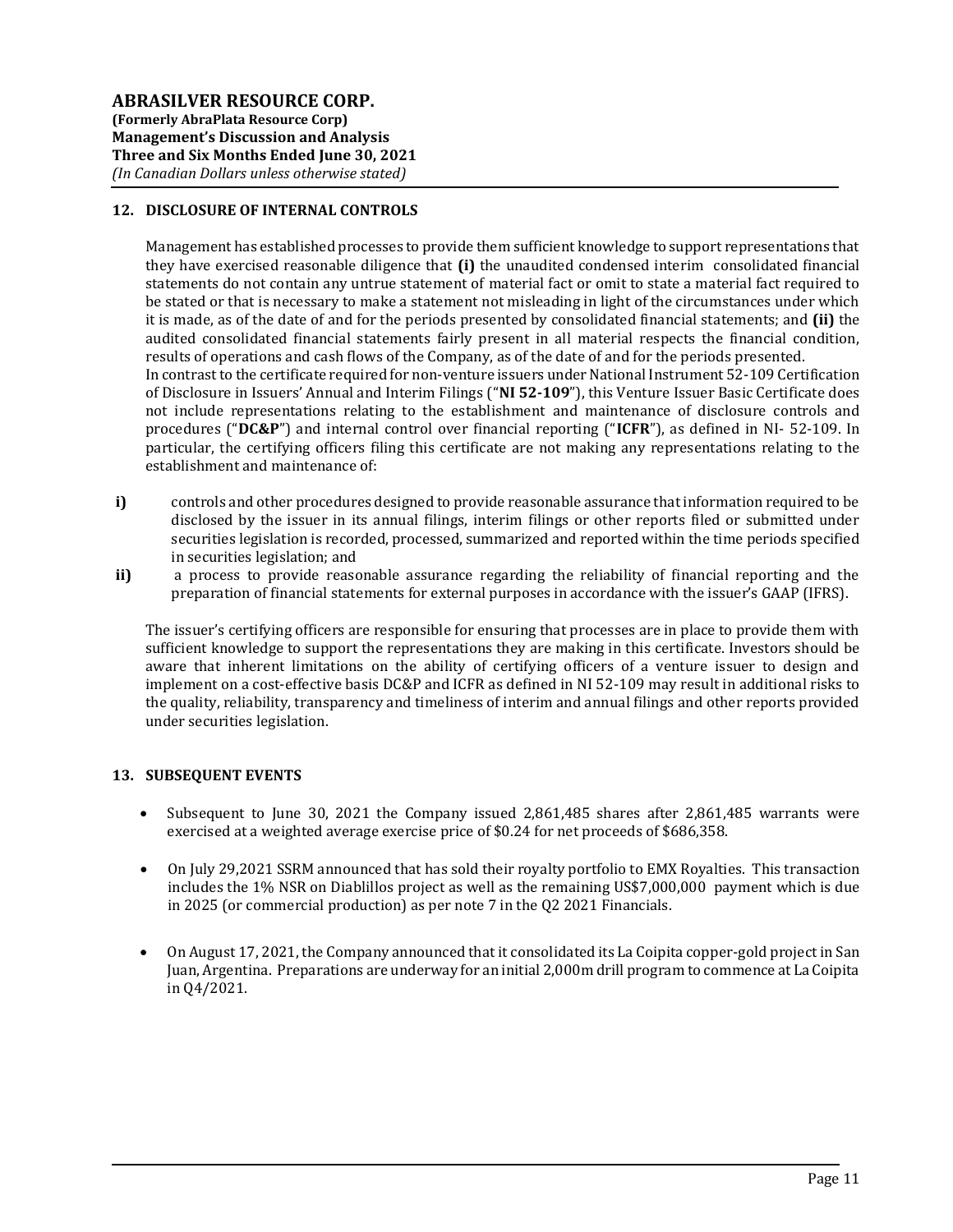## 12. DISCLOSURE OF INTERNAL CONTROLS

Management has established processes to provide them sufficient knowledge to support representations that they have exercised reasonable diligence that **(i)** the unaudited condensed interim consolidated financial statements do not contain any untrue statement of material fact or omit to state a material fact required to be stated or that is necessary to make a statement not misleading in light of the circumstances under which it is made, as of the date of and for the periods presented by consolidated financial statements; and **(ii)** the audited consolidated financial statements fairly present in all material respects the financial condition, results of operations and cash flows of the Company, as of the date of and for the periods presented.
In contrast to the certificate required for non-venture issuers under National Instrument 52-109 Certification of Disclosure in Issuers' Annual and Interim Filings ("**NI 52-109**"), this Venture Issuer Basic Certificate does not include representations relating to the establishment and maintenance of disclosure controls and procedures ("**DC&P**") and internal control over financial reporting ("**ICFR**"), as defined in NI- 52-109. In particular, the certifying officers filing this certificate are not making any representations relating to the establishment and maintenance of:

**i)** controls and other procedures designed to provide reasonable assurance that information required to be disclosed by the issuer in its annual filings, interim filings or other reports filed or submitted under securities legislation is recorded, processed, summarized and reported within the time periods specified in securities legislation; and

**ii)** a process to provide reasonable assurance regarding the reliability of financial reporting and the preparation of financial statements for external purposes in accordance with the issuer's GAAP (IFRS).

The issuer's certifying officers are responsible for ensuring that processes are in place to provide them with sufficient knowledge to support the representations they are making in this certificate. Investors should be aware that inherent limitations on the ability of certifying officers of a venture issuer to design and implement on a cost-effective basis DC&P and ICFR as defined in NI 52-109 may result in additional risks to the quality, reliability, transparency and timeliness of interim and annual filings and other reports provided under securities legislation.

## 13. SUBSEQUENT EVENTS

- Subsequent to June 30, 2021 the Company issued 2,861,485 shares after 2,861,485 warrants were exercised at a weighted average exercise price of $0.24 for net proceeds of $686,358.
- On July 29,2021 SSRM announced that has sold their royalty portfolio to EMX Royalties. This transaction includes the 1% NSR on Diablillos project as well as the remaining US$7,000,000 payment which is due in 2025 (or commercial production) as per note 7 in the Q2 2021 Financials.
- On August 17, 2021, the Company announced that it consolidated its La Coipita copper-gold project in San Juan, Argentina. Preparations are underway for an initial 2,000m drill program to commence at La Coipita in Q4/2021.